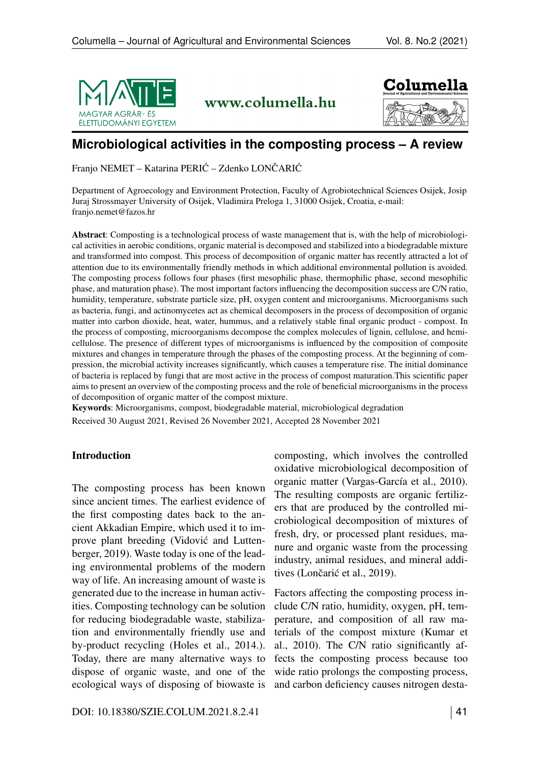# Microbiological activities in the composting process – A review

Franjo NEMET – Katarina PERIĆ – Zdenko LONČARIĆ

Department of Agroecology and Environment Protection, Faculty of Agrobiotechnical Sciences Osijek, Josip Juraj Strossmayer University of Osijek, Vladimira Preloga 1, 31000 Osijek, Croatia, e-mail: franjo.nemet@fazos.hr

**Abstract**: Composting is a technological process of waste management that is, with the help of microbiological activities in aerobic conditions, organic material is decomposed and stabilized into a biodegradable mixture and transformed into compost. This process of decomposition of organic matter has recently attracted a lot of attention due to its environmentally friendly methods in which additional environmental pollution is avoided. The composting process follows four phases (first mesophilic phase, thermophilic phase, second mesophilic phase, and maturation phase). The most important factors influencing the decomposition success are C/N ratio, humidity, temperature, substrate particle size, pH, oxygen content and microorganisms. Microorganisms such as bacteria, fungi, and actinomycetes act as chemical decomposers in the process of decomposition of organic matter into carbon dioxide, heat, water, hummus, and a relatively stable final organic product - compost. In the process of composting, microorganisms decompose the complex molecules of lignin, cellulose, and hemicellulose. The presence of different types of microorganisms is influenced by the composition of composite mixtures and changes in temperature through the phases of the composting process. At the beginning of compression, the microbial activity increases significantly, which causes a temperature rise. The initial dominance of bacteria is replaced by fungi that are most active in the process of compost maturation.This scientific paper aims to present an overview of the composting process and the role of beneficial microorganisms in the process of decomposition of organic matter of the compost mixture.

**Keywords**: Microorganisms, compost, biodegradable material, microbiological degradation

Received 30 August 2021, Revised 26 November 2021, Accepted 28 November 2021

## Introduction

The composting process has been known since ancient times. The earliest evidence of the first composting dates back to the ancient Akkadian Empire, which used it to improve plant breeding (Vidović and Luttenberger, 2019). Waste today is one of the leading environmental problems of the modern way of life. An increasing amount of waste is generated due to the increase in human activities. Composting technology can be solution for reducing biodegradable waste, stabilization and environmentally friendly use and by-product recycling (Holes et al., 2014.). Today, there are many alternative ways to dispose of organic waste, and one of the ecological ways of disposing of biowaste is composting, which involves the controlled oxidative microbiological decomposition of organic matter (Vargas-García et al., 2010). The resulting composts are organic fertilizers that are produced by the controlled microbiological decomposition of mixtures of fresh, dry, or processed plant residues, manure and organic waste from the processing industry, animal residues, and mineral additives (Lončarić et al., 2019).

Factors affecting the composting process include C/N ratio, humidity, oxygen, pH, temperature, and composition of all raw materials of the compost mixture (Kumar et al., 2010). The C/N ratio significantly affects the composting process because too wide ratio prolongs the composting process, and carbon deficiency causes nitrogen desta-

DOI: 10.18380/SZIE.COLUM.2021.8.2.41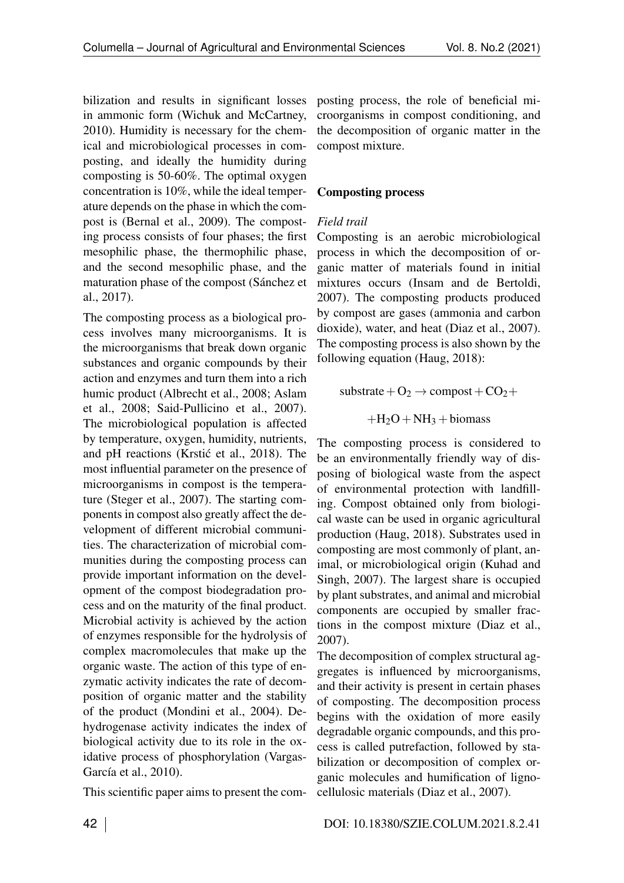bilization and results in significant losses in ammonic form (Wichuk and McCartney, 2010). Humidity is necessary for the chemical and microbiological processes in composting, and ideally the humidity during composting is 50-60%. The optimal oxygen concentration is 10%, while the ideal temperature depends on the phase in which the compost is (Bernal et al., 2009). The composting process consists of four phases; the first mesophilic phase, the thermophilic phase, and the second mesophilic phase, and the maturation phase of the compost (Sánchez et al., 2017).

The composting process as a biological process involves many microorganisms. It is the microorganisms that break down organic substances and organic compounds by their action and enzymes and turn them into a rich humic product (Albrecht et al., 2008; Aslam et al., 2008; Said-Pullicino et al., 2007). The microbiological population is affected by temperature, oxygen, humidity, nutrients, and pH reactions (Krstić et al., 2018). The most influential parameter on the presence of microorganisms in compost is the temperature (Steger et al., 2007). The starting components in compost also greatly affect the development of different microbial communities. The characterization of microbial communities during the composting process can provide important information on the development of the compost biodegradation process and on the maturity of the final product. Microbial activity is achieved by the action of enzymes responsible for the hydrolysis of complex macromolecules that make up the organic waste. The action of this type of enzymatic activity indicates the rate of decomposition of organic matter and the stability of the product (Mondini et al., 2004). Dehydrogenase activity indicates the index of biological activity due to its role in the oxidative process of phosphorylation (Vargas-García et al., 2010).

This scientific paper aims to present the composting process, the role of beneficial microorganisms in compost conditioning, and the decomposition of organic matter in the compost mixture.

## Composting process

*Field trail*

Composting is an aerobic microbiological process in which the decomposition of organic matter of materials found in initial mixtures occurs (Insam and de Bertoldi, 2007). The composting products produced by compost are gases (ammonia and carbon dioxide), water, and heat (Diaz et al., 2007). The composting process is also shown by the following equation (Haug, 2018):

$$\text{substrate} + O_2 \rightarrow \text{compost} + CO_2 + H_2O + NH_3 + \text{biomass}$$

The composting process is considered to be an environmentally friendly way of disposing of biological waste from the aspect of environmental protection with landfilling. Compost obtained only from biological waste can be used in organic agricultural production (Haug, 2018). Substrates used in composting are most commonly of plant, animal, or microbiological origin (Kuhad and Singh, 2007). The largest share is occupied by plant substrates, and animal and microbial components are occupied by smaller fractions in the compost mixture (Diaz et al., 2007).

The decomposition of complex structural aggregates is influenced by microorganisms, and their activity is present in certain phases of composting. The decomposition process begins with the oxidation of more easily degradable organic compounds, and this process is called putrefaction, followed by stabilization or decomposition of complex organic molecules and humification of lignocellulosic materials (Diaz et al., 2007).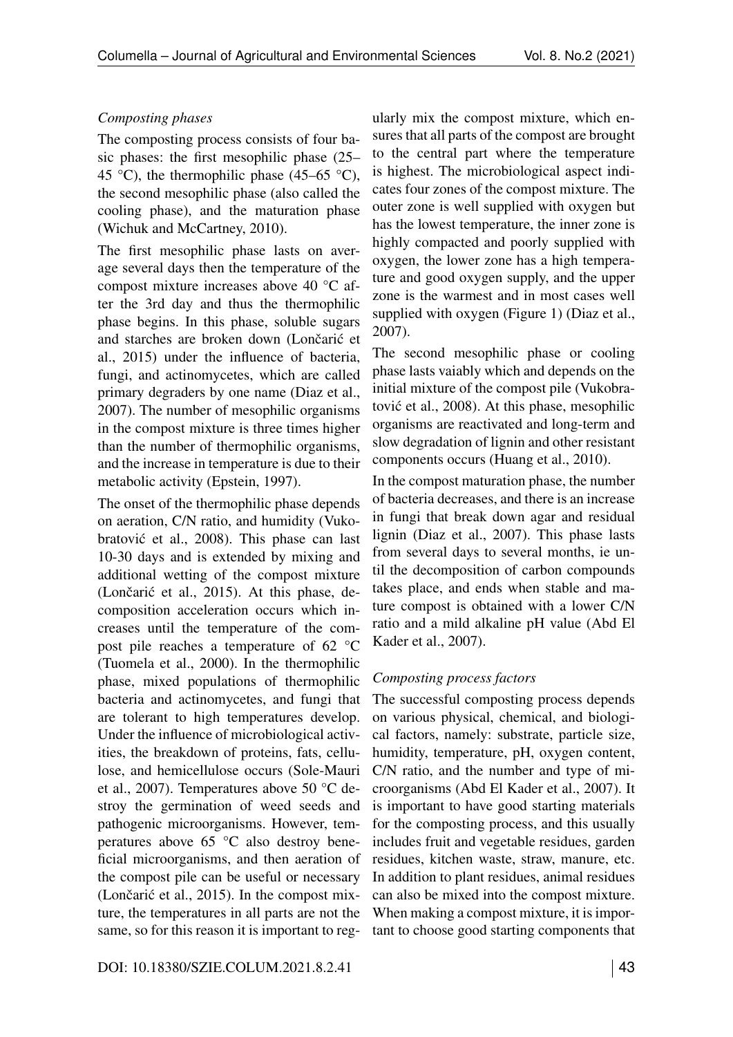*Composting phases*

The composting process consists of four basic phases: the first mesophilic phase (25–45 °C), the thermophilic phase (45–65 °C), the second mesophilic phase (also called the cooling phase), and the maturation phase (Wichuk and McCartney, 2010).

The first mesophilic phase lasts on average several days then the temperature of the compost mixture increases above 40 °C after the 3rd day and thus the thermophilic phase begins. In this phase, soluble sugars and starches are broken down (Lončarić et al., 2015) under the influence of bacteria, fungi, and actinomycetes, which are called primary degraders by one name (Diaz et al., 2007). The number of mesophilic organisms in the compost mixture is three times higher than the number of thermophilic organisms, and the increase in temperature is due to their metabolic activity (Epstein, 1997).

The onset of the thermophilic phase depends on aeration, C/N ratio, and humidity (Vukobratović et al., 2008). This phase can last 10-30 days and is extended by mixing and additional wetting of the compost mixture (Lončarić et al., 2015). At this phase, decomposition acceleration occurs which increases until the temperature of the compost pile reaches a temperature of 62 °C (Tuomela et al., 2000). In the thermophilic phase, mixed populations of thermophilic bacteria and actinomycetes, and fungi that are tolerant to high temperatures develop. Under the influence of microbiological activities, the breakdown of proteins, fats, cellulose, and hemicellulose occurs (Sole-Mauri et al., 2007). Temperatures above 50 °C destroy the germination of weed seeds and pathogenic microorganisms. However, temperatures above 65 °C also destroy beneficial microorganisms, and then aeration of the compost pile can be useful or necessary (Lončarić et al., 2015). In the compost mixture, the temperatures in all parts are not the same, so for this reason it is important to regularly mix the compost mixture, which ensures that all parts of the compost are brought to the central part where the temperature is highest. The microbiological aspect indicates four zones of the compost mixture. The outer zone is well supplied with oxygen but has the lowest temperature, the inner zone is highly compacted and poorly supplied with oxygen, the lower zone has a high temperature and good oxygen supply, and the upper zone is the warmest and in most cases well supplied with oxygen (Figure 1) (Diaz et al., 2007).

The second mesophilic phase or cooling phase lasts vaiably which and depends on the initial mixture of the compost pile (Vukobratović et al., 2008). At this phase, mesophilic organisms are reactivated and long-term and slow degradation of lignin and other resistant components occurs (Huang et al., 2010).

In the compost maturation phase, the number of bacteria decreases, and there is an increase in fungi that break down agar and residual lignin (Diaz et al., 2007). This phase lasts from several days to several months, ie until the decomposition of carbon compounds takes place, and ends when stable and mature compost is obtained with a lower C/N ratio and a mild alkaline pH value (Abd El Kader et al., 2007).

*Composting process factors*

The successful composting process depends on various physical, chemical, and biological factors, namely: substrate, particle size, humidity, temperature, pH, oxygen content, C/N ratio, and the number and type of microorganisms (Abd El Kader et al., 2007). It is important to have good starting materials for the composting process, and this usually includes fruit and vegetable residues, garden residues, kitchen waste, straw, manure, etc. In addition to plant residues, animal residues can also be mixed into the compost mixture. When making a compost mixture, it is important to choose good starting components that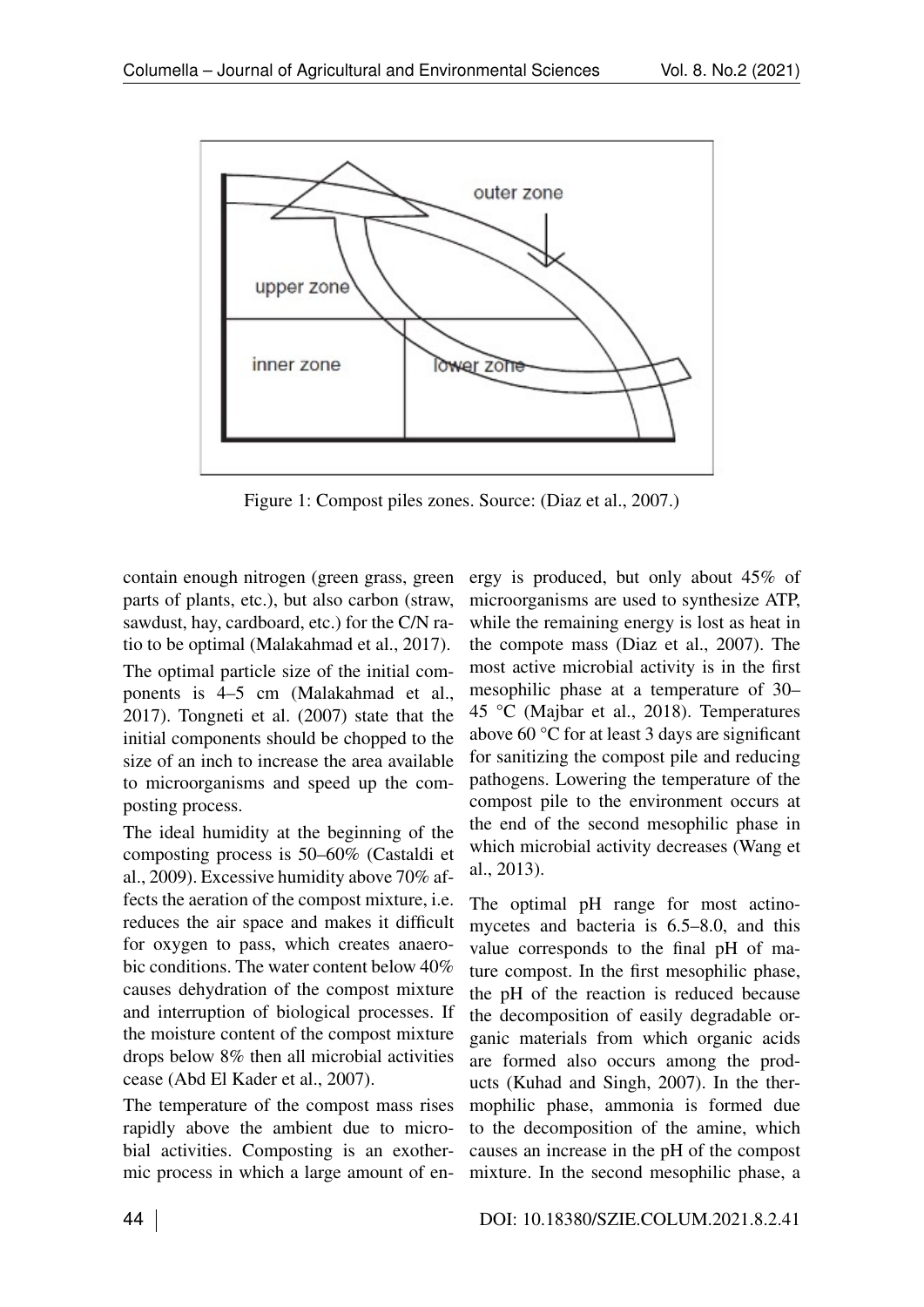Figure 1: Compost piles zones. Source: (Diaz et al., 2007.)

contain enough nitrogen (green grass, green parts of plants, etc.), but also carbon (straw, sawdust, hay, cardboard, etc.) for the C/N ratio to be optimal (Malakahmad et al., 2017).

The optimal particle size of the initial components is 4–5 cm (Malakahmad et al., 2017). Tongneti et al. (2007) state that the initial components should be chopped to the size of an inch to increase the area available to microorganisms and speed up the composting process.

The ideal humidity at the beginning of the composting process is 50–60% (Castaldi et al., 2009). Excessive humidity above 70% affects the aeration of the compost mixture, i.e. reduces the air space and makes it difficult for oxygen to pass, which creates anaerobic conditions. The water content below 40% causes dehydration of the compost mixture and interruption of biological processes. If the moisture content of the compost mixture drops below 8% then all microbial activities cease (Abd El Kader et al., 2007).

The temperature of the compost mass rises rapidly above the ambient due to microbial activities. Composting is an exothermic process in which a large amount of energy is produced, but only about 45% of microorganisms are used to synthesize ATP, while the remaining energy is lost as heat in the compote mass (Diaz et al., 2007). The most active microbial activity is in the first mesophilic phase at a temperature of 30–45 °C (Majbar et al., 2018). Temperatures above 60 °C for at least 3 days are significant for sanitizing the compost pile and reducing pathogens. Lowering the temperature of the compost pile to the environment occurs at the end of the second mesophilic phase in which microbial activity decreases (Wang et al., 2013).

The optimal pH range for most actinomycetes and bacteria is 6.5–8.0, and this value corresponds to the final pH of mature compost. In the first mesophilic phase, the pH of the reaction is reduced because the decomposition of easily degradable organic materials from which organic acids are formed also occurs among the products (Kuhad and Singh, 2007). In the thermophilic phase, ammonia is formed due to the decomposition of the amine, which causes an increase in the pH of the compost mixture. In the second mesophilic phase, a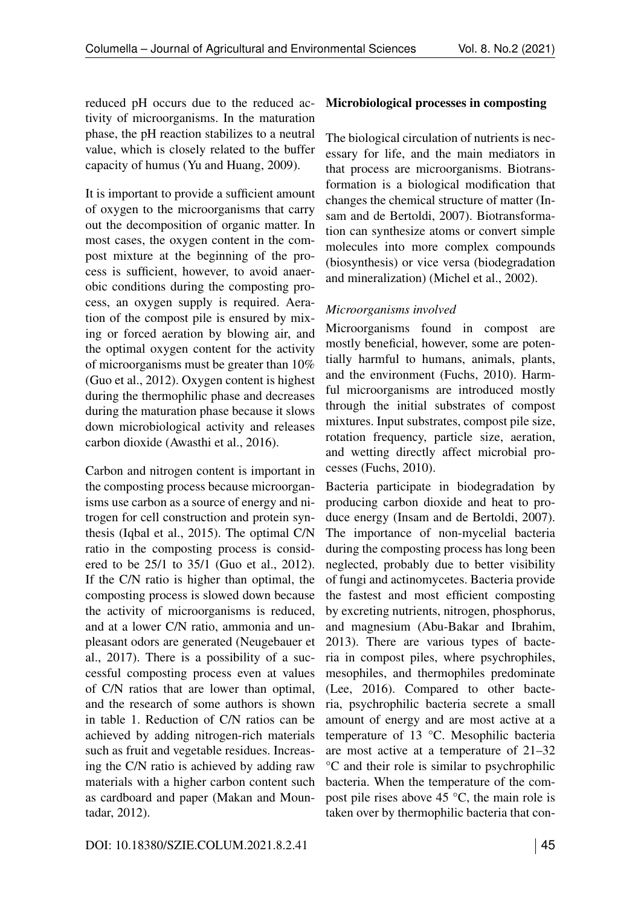reduced pH occurs due to the reduced activity of microorganisms. In the maturation phase, the pH reaction stabilizes to a neutral value, which is closely related to the buffer capacity of humus (Yu and Huang, 2009).

It is important to provide a sufficient amount of oxygen to the microorganisms that carry out the decomposition of organic matter. In most cases, the oxygen content in the compost mixture at the beginning of the process is sufficient, however, to avoid anaerobic conditions during the composting process, an oxygen supply is required. Aeration of the compost pile is ensured by mixing or forced aeration by blowing air, and the optimal oxygen content for the activity of microorganisms must be greater than 10% (Guo et al., 2012). Oxygen content is highest during the thermophilic phase and decreases during the maturation phase because it slows down microbiological activity and releases carbon dioxide (Awasthi et al., 2016).

Carbon and nitrogen content is important in the composting process because microorganisms use carbon as a source of energy and nitrogen for cell construction and protein synthesis (Iqbal et al., 2015). The optimal C/N ratio in the composting process is considered to be 25/1 to 35/1 (Guo et al., 2012). If the C/N ratio is higher than optimal, the composting process is slowed down because the activity of microorganisms is reduced, and at a lower C/N ratio, ammonia and unpleasant odors are generated (Neugebauer et al., 2017). There is a possibility of a successful composting process even at values of C/N ratios that are lower than optimal, and the research of some authors is shown in table 1. Reduction of C/N ratios can be achieved by adding nitrogen-rich materials such as fruit and vegetable residues. Increasing the C/N ratio is achieved by adding raw materials with a higher carbon content such as cardboard and paper (Makan and Mountadar, 2012).

## Microbiological processes in composting

The biological circulation of nutrients is necessary for life, and the main mediators in that process are microorganisms. Biotransformation is a biological modification that changes the chemical structure of matter (Insam and de Bertoldi, 2007). Biotransformation can synthesize atoms or convert simple molecules into more complex compounds (biosynthesis) or vice versa (biodegradation and mineralization) (Michel et al., 2002).

### *Microorganisms involved*

Microorganisms found in compost are mostly beneficial, however, some are potentially harmful to humans, animals, plants, and the environment (Fuchs, 2010). Harmful microorganisms are introduced mostly through the initial substrates of compost mixtures. Input substrates, compost pile size, rotation frequency, particle size, aeration, and wetting directly affect microbial processes (Fuchs, 2010).

Bacteria participate in biodegradation by producing carbon dioxide and heat to produce energy (Insam and de Bertoldi, 2007). The importance of non-mycelial bacteria during the composting process has long been neglected, probably due to better visibility of fungi and actinomycetes. Bacteria provide the fastest and most efficient composting by excreting nutrients, nitrogen, phosphorus, and magnesium (Abu-Bakar and Ibrahim, 2013). There are various types of bacteria in compost piles, where psychrophiles, mesophiles, and thermophiles predominate (Lee, 2016). Compared to other bacteria, psychrophilic bacteria secrete a small amount of energy and are most active at a temperature of 13 °C. Mesophilic bacteria are most active at a temperature of 21–32 °C and their role is similar to psychrophilic bacteria. When the temperature of the compost pile rises above 45 °C, the main role is taken over by thermophilic bacteria that con-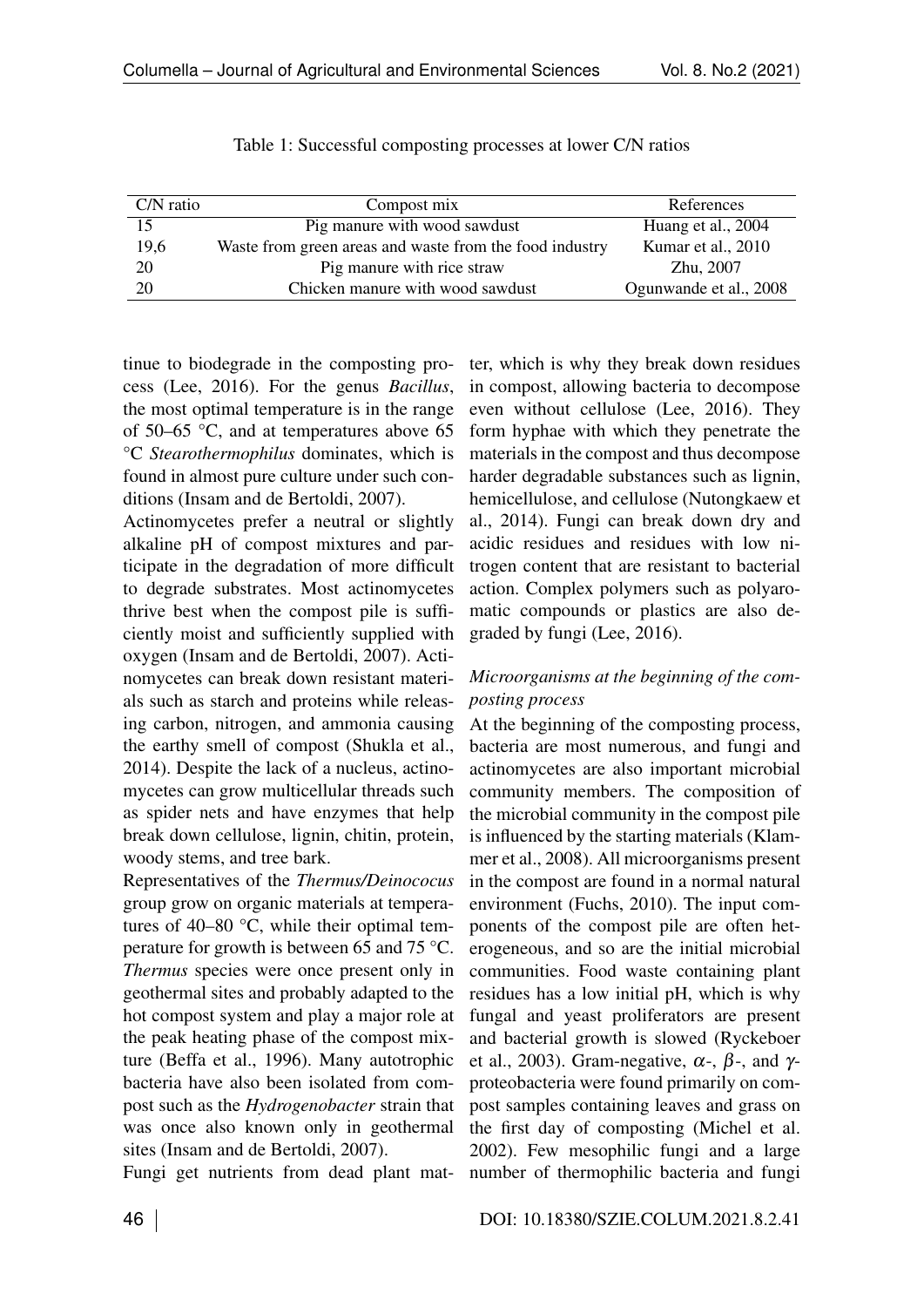Table 1: Successful composting processes at lower C/N ratios

| C/N ratio | Compost mix | References |
|---|---|---|
| 15 | Pig manure with wood sawdust | Huang et al., 2004 |
| 19,6 | Waste from green areas and waste from the food industry | Kumar et al., 2010 |
| 20 | Pig manure with rice straw | Zhu, 2007 |
| 20 | Chicken manure with wood sawdust | Ogunwande et al., 2008 |

tinue to biodegrade in the composting process (Lee, 2016). For the genus *Bacillus*, the most optimal temperature is in the range of 50–65 °C, and at temperatures above 65 °C *Stearothermophilus* dominates, which is found in almost pure culture under such conditions (Insam and de Bertoldi, 2007).

Actinomycetes prefer a neutral or slightly alkaline pH of compost mixtures and participate in the degradation of more difficult to degrade substrates. Most actinomycetes thrive best when the compost pile is sufficiently moist and sufficiently supplied with oxygen (Insam and de Bertoldi, 2007). Actinomycetes can break down resistant materials such as starch and proteins while releasing carbon, nitrogen, and ammonia causing the earthy smell of compost (Shukla et al., 2014). Despite the lack of a nucleus, actinomycetes can grow multicellular threads such as spider nets and have enzymes that help break down cellulose, lignin, chitin, protein, woody stems, and tree bark.

Representatives of the *Thermus/Deinococus* group grow on organic materials at temperatures of 40–80 °C, while their optimal temperature for growth is between 65 and 75 °C. *Thermus* species were once present only in geothermal sites and probably adapted to the hot compost system and play a major role at the peak heating phase of the compost mixture (Beffa et al., 1996). Many autotrophic bacteria have also been isolated from compost such as the *Hydrogenobacter* strain that was once also known only in geothermal sites (Insam and de Bertoldi, 2007).

Fungi get nutrients from dead plant matter, which is why they break down residues in compost, allowing bacteria to decompose even without cellulose (Lee, 2016). They form hyphae with which they penetrate the materials in the compost and thus decompose harder degradable substances such as lignin, hemicellulose, and cellulose (Nutongkaew et al., 2014). Fungi can break down dry and acidic residues and residues with low nitrogen content that are resistant to bacterial action. Complex polymers such as polyaromatic compounds or plastics are also degraded by fungi (Lee, 2016).

*Microorganisms at the beginning of the composting process*

At the beginning of the composting process, bacteria are most numerous, and fungi and actinomycetes are also important microbial community members. The composition of the microbial community in the compost pile is influenced by the starting materials (Klammer et al., 2008). All microorganisms present in the compost are found in a normal natural environment (Fuchs, 2010). The input components of the compost pile are often heterogeneous, and so are the initial microbial communities. Food waste containing plant residues has a low initial pH, which is why fungal and yeast proliferators are present and bacterial growth is slowed (Ryckeboer et al., 2003). Gram-negative, $\alpha$-, $\beta$-, and $\gamma$-proteobacteria were found primarily on compost samples containing leaves and grass on the first day of composting (Michel et al. 2002). Few mesophilic fungi and a large number of thermophilic bacteria and fungi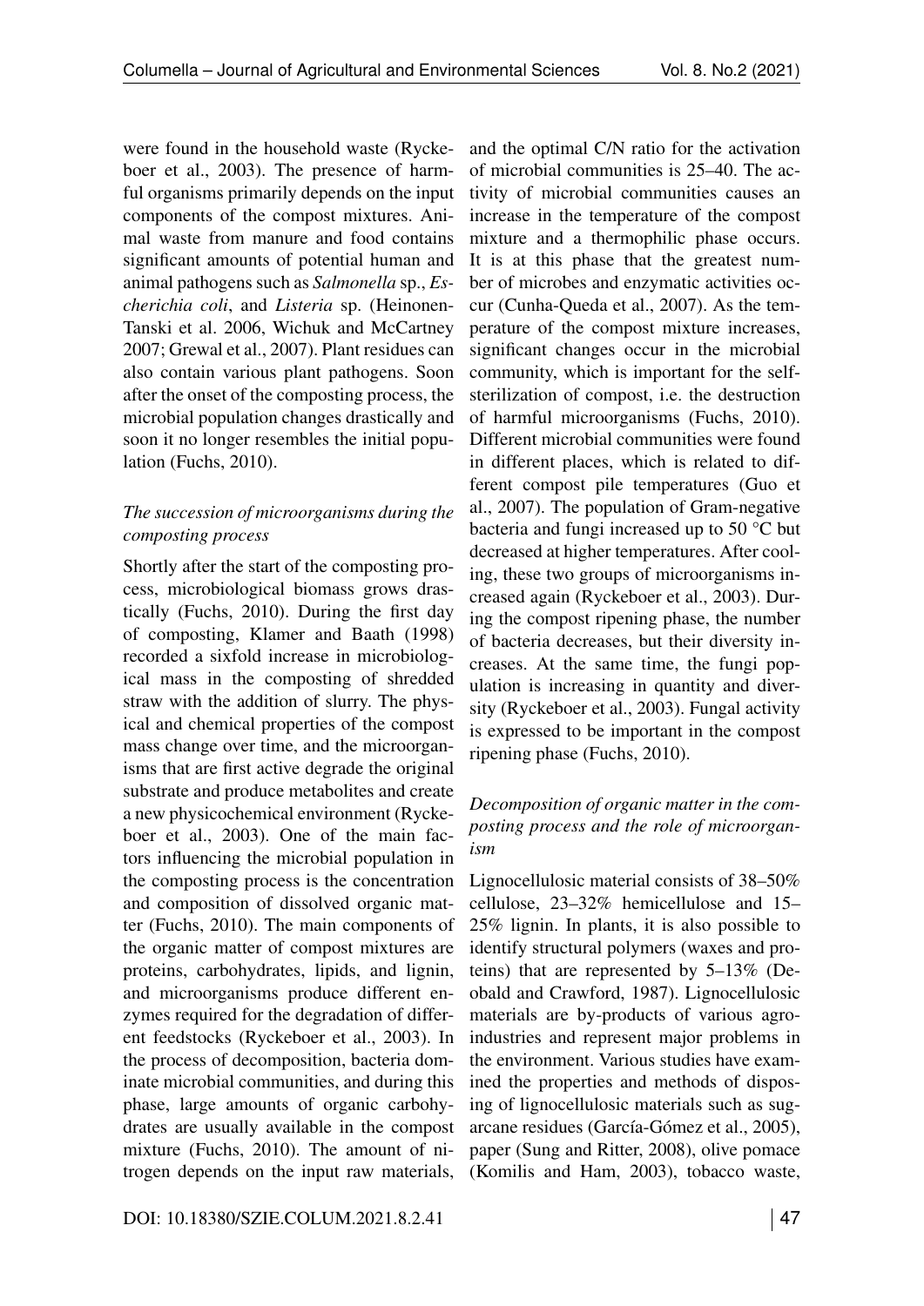were found in the household waste (Ryckeboer et al., 2003). The presence of harmful organisms primarily depends on the input components of the compost mixtures. Animal waste from manure and food contains significant amounts of potential human and animal pathogens such as *Salmonella* sp., *Escherichia coli*, and *Listeria* sp. (Heinonen-Tanski et al. 2006, Wichuk and McCartney 2007; Grewal et al., 2007). Plant residues can also contain various plant pathogens. Soon after the onset of the composting process, the microbial population changes drastically and soon it no longer resembles the initial population (Fuchs, 2010).

### *The succession of microorganisms during the composting process*

Shortly after the start of the composting process, microbiological biomass grows drastically (Fuchs, 2010). During the first day of composting, Klamer and Baath (1998) recorded a sixfold increase in microbiological mass in the composting of shredded straw with the addition of slurry. The physical and chemical properties of the compost mass change over time, and the microorganisms that are first active degrade the original substrate and produce metabolites and create a new physicochemical environment (Ryckeboer et al., 2003). One of the main factors influencing the microbial population in the composting process is the concentration and composition of dissolved organic matter (Fuchs, 2010). The main components of the organic matter of compost mixtures are proteins, carbohydrates, lipids, and lignin, and microorganisms produce different enzymes required for the degradation of different feedstocks (Ryckeboer et al., 2003). In the process of decomposition, bacteria dominate microbial communities, and during this phase, large amounts of organic carbohydrates are usually available in the compost mixture (Fuchs, 2010). The amount of nitrogen depends on the input raw materials, and the optimal C/N ratio for the activation of microbial communities is 25–40. The activity of microbial communities causes an increase in the temperature of the compost mixture and a thermophilic phase occurs. It is at this phase that the greatest number of microbes and enzymatic activities occur (Cunha-Queda et al., 2007). As the temperature of the compost mixture increases, significant changes occur in the microbial community, which is important for the self-sterilization of compost, i.e. the destruction of harmful microorganisms (Fuchs, 2010). Different microbial communities were found in different places, which is related to different compost pile temperatures (Guo et al., 2007). The population of Gram-negative bacteria and fungi increased up to 50 °C but decreased at higher temperatures. After cooling, these two groups of microorganisms increased again (Ryckeboer et al., 2003). During the compost ripening phase, the number of bacteria decreases, but their diversity increases. At the same time, the fungi population is increasing in quantity and diversity (Ryckeboer et al., 2003). Fungal activity is expressed to be important in the compost ripening phase (Fuchs, 2010).

### *Decomposition of organic matter in the composting process and the role of microorganism*

Lignocellulosic material consists of 38–50% cellulose, 23–32% hemicellulose and 15–25% lignin. In plants, it is also possible to identify structural polymers (waxes and proteins) that are represented by 5–13% (Deobald and Crawford, 1987). Lignocellulosic materials are by-products of various agro-industries and represent major problems in the environment. Various studies have examined the properties and methods of disposing of lignocellulosic materials such as sugarcane residues (García-Gómez et al., 2005), paper (Sung and Ritter, 2008), olive pomace (Komilis and Ham, 2003), tobacco waste,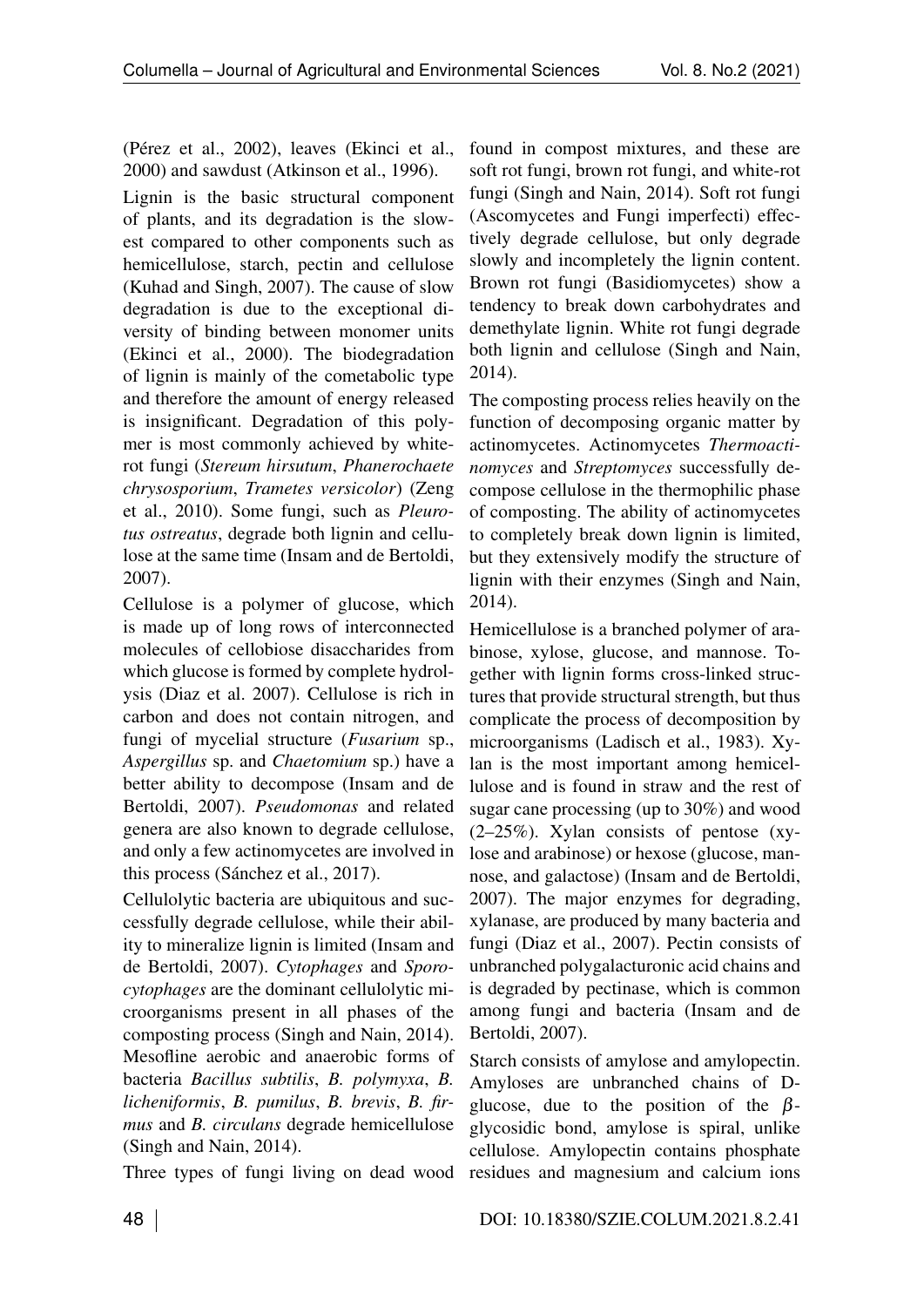(Pérez et al., 2002), leaves (Ekinci et al., 2000) and sawdust (Atkinson et al., 1996).

Lignin is the basic structural component of plants, and its degradation is the slowest compared to other components such as hemicellulose, starch, pectin and cellulose (Kuhad and Singh, 2007). The cause of slow degradation is due to the exceptional diversity of binding between monomer units (Ekinci et al., 2000). The biodegradation of lignin is mainly of the cometabolic type and therefore the amount of energy released is insignificant. Degradation of this polymer is most commonly achieved by white-rot fungi (*Stereum hirsutum*, *Phanerochaete chrysosporium*, *Trametes versicolor*) (Zeng et al., 2010). Some fungi, such as *Pleurotus ostreatus*, degrade both lignin and cellulose at the same time (Insam and de Bertoldi, 2007).

Cellulose is a polymer of glucose, which is made up of long rows of interconnected molecules of cellobiose disaccharides from which glucose is formed by complete hydrolysis (Diaz et al. 2007). Cellulose is rich in carbon and does not contain nitrogen, and fungi of mycelial structure (*Fusarium* sp., *Aspergillus* sp. and *Chaetomium* sp.) have a better ability to decompose (Insam and de Bertoldi, 2007). *Pseudomonas* and related genera are also known to degrade cellulose, and only a few actinomycetes are involved in this process (Sánchez et al., 2017).

Cellulolytic bacteria are ubiquitous and successfully degrade cellulose, while their ability to mineralize lignin is limited (Insam and de Bertoldi, 2007). *Cytophages* and *Sporocytophages* are the dominant cellulolytic microorganisms present in all phases of the composting process (Singh and Nain, 2014). Mesofline aerobic and anaerobic forms of bacteria *Bacillus subtilis*, *B. polymyxa*, *B. licheniformis*, *B. pumilus*, *B. brevis*, *B. firmus* and *B. circulans* degrade hemicellulose (Singh and Nain, 2014).

Three types of fungi living on dead wood found in compost mixtures, and these are soft rot fungi, brown rot fungi, and white-rot fungi (Singh and Nain, 2014). Soft rot fungi (Ascomycetes and Fungi imperfecti) effectively degrade cellulose, but only degrade slowly and incompletely the lignin content. Brown rot fungi (Basidiomycetes) show a tendency to break down carbohydrates and demethylate lignin. White rot fungi degrade both lignin and cellulose (Singh and Nain, 2014).

The composting process relies heavily on the function of decomposing organic matter by actinomycetes. Actinomycetes *Thermoactinomyces* and *Streptomyces* successfully decompose cellulose in the thermophilic phase of composting. The ability of actinomycetes to completely break down lignin is limited, but they extensively modify the structure of lignin with their enzymes (Singh and Nain, 2014).

Hemicellulose is a branched polymer of arabinose, xylose, glucose, and mannose. Together with lignin forms cross-linked structures that provide structural strength, but thus complicate the process of decomposition by microorganisms (Ladisch et al., 1983). Xylan is the most important among hemicellulose and is found in straw and the rest of sugar cane processing (up to 30%) and wood (2–25%). Xylan consists of pentose (xylose and arabinose) or hexose (glucose, mannose, and galactose) (Insam and de Bertoldi, 2007). The major enzymes for degrading, xylanase, are produced by many bacteria and fungi (Diaz et al., 2007). Pectin consists of unbranched polygalacturonic acid chains and is degraded by pectinase, which is common among fungi and bacteria (Insam and de Bertoldi, 2007).

Starch consists of amylose and amylopectin. Amyloses are unbranched chains of D-glucose, due to the position of the $\beta$-glycosidic bond, amylose is spiral, unlike cellulose. Amylopectin contains phosphate residues and magnesium and calcium ions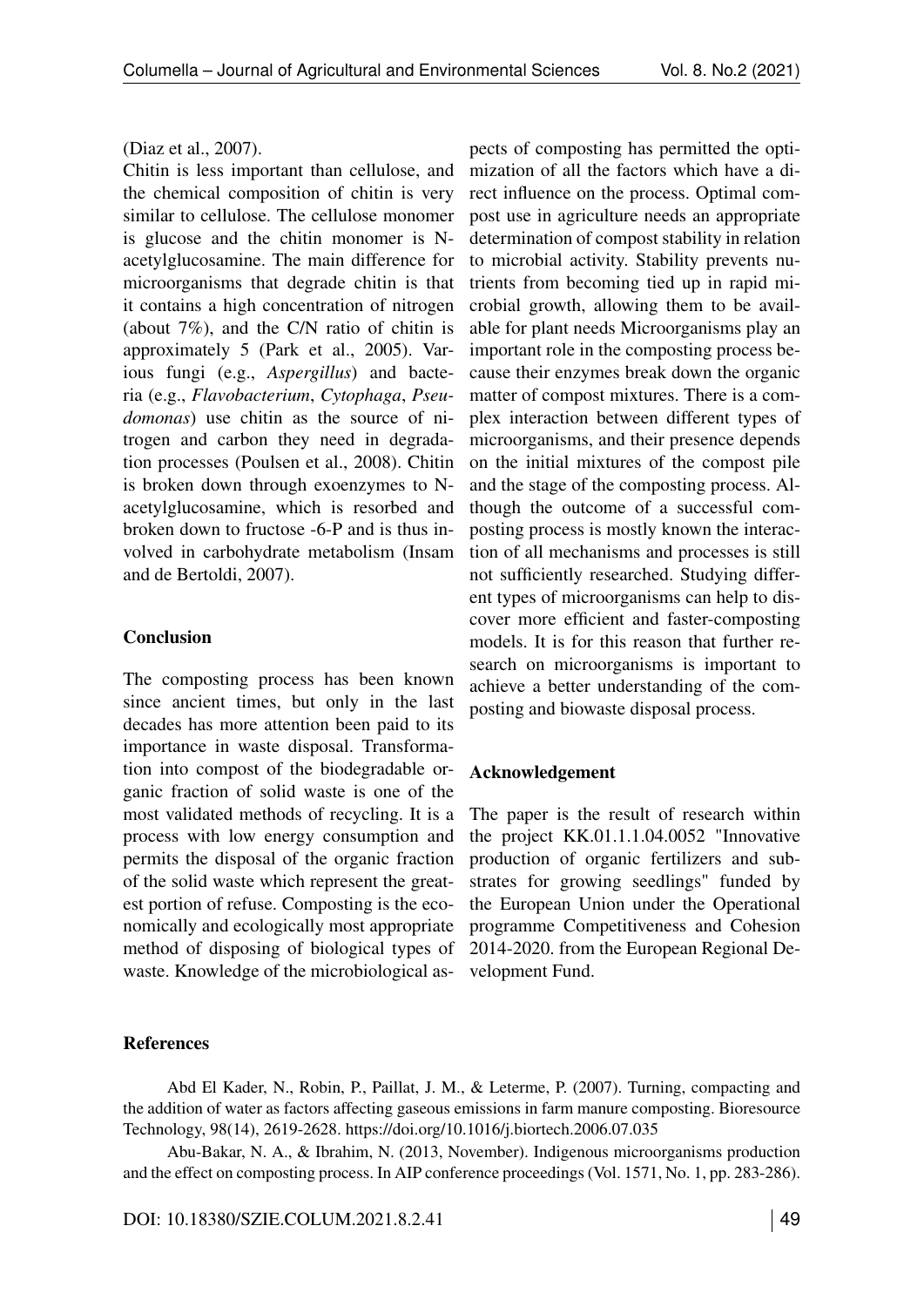(Diaz et al., 2007).

Chitin is less important than cellulose, and the chemical composition of chitin is very similar to cellulose. The cellulose monomer is glucose and the chitin monomer is N-acetylglucosamine. The main difference for microorganisms that degrade chitin is that it contains a high concentration of nitrogen (about 7%), and the C/N ratio of chitin is approximately 5 (Park et al., 2005). Various fungi (e.g., *Aspergillus*) and bacteria (e.g., *Flavobacterium*, *Cytophaga*, *Pseudomonas*) use chitin as the source of nitrogen and carbon they need in degradation processes (Poulsen et al., 2008). Chitin is broken down through exoenzymes to N-acetylglucosamine, which is resorbed and broken down to fructose -6-P and is thus involved in carbohydrate metabolism (Insam and de Bertoldi, 2007).

## Conclusion

The composting process has been known since ancient times, but only in the last decades has more attention been paid to its importance in waste disposal. Transformation into compost of the biodegradable organic fraction of solid waste is one of the most validated methods of recycling. It is a process with low energy consumption and permits the disposal of the organic fraction of the solid waste which represent the greatest portion of refuse. Composting is the economically and ecologically most appropriate method of disposing of biological types of waste. Knowledge of the microbiological aspects of composting has permitted the optimization of all the factors which have a direct influence on the process. Optimal compost use in agriculture needs an appropriate determination of compost stability in relation to microbial activity. Stability prevents nutrients from becoming tied up in rapid microbial growth, allowing them to be available for plant needs Microorganisms play an important role in the composting process because their enzymes break down the organic matter of compost mixtures. There is a complex interaction between different types of microorganisms, and their presence depends on the initial mixtures of the compost pile and the stage of the composting process. Although the outcome of a successful composting process is mostly known the interaction of all mechanisms and processes is still not sufficiently researched. Studying different types of microorganisms can help to discover more efficient and faster-composting models. It is for this reason that further research on microorganisms is important to achieve a better understanding of the composting and biowaste disposal process.

## Acknowledgement

The paper is the result of research within the project KK.01.1.1.04.0052 "Innovative production of organic fertilizers and substrates for growing seedlings" funded by the European Union under the Operational programme Competitiveness and Cohesion 2014-2020. from the European Regional Development Fund.

## References

Abd El Kader, N., Robin, P., Paillat, J. M., & Leterme, P. (2007). Turning, compacting and the addition of water as factors affecting gaseous emissions in farm manure composting. Bioresource Technology, 98(14), 2619-2628. https://doi.org/10.1016/j.biortech.2006.07.035

Abu-Bakar, N. A., & Ibrahim, N. (2013, November). Indigenous microorganisms production and the effect on composting process. In AIP conference proceedings (Vol. 1571, No. 1, pp. 283-286).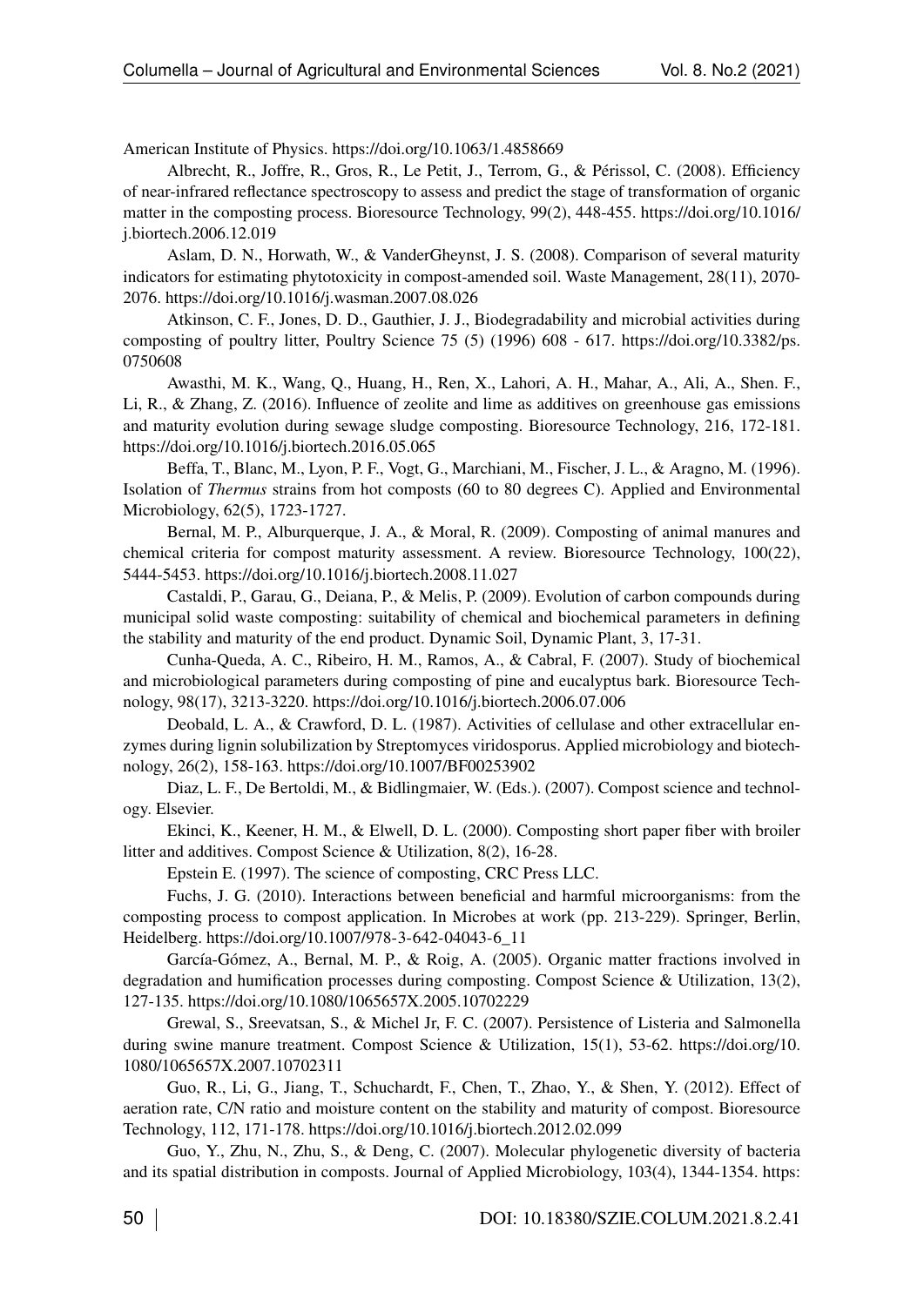American Institute of Physics. https://doi.org/10.1063/1.4858669

Albrecht, R., Joffre, R., Gros, R., Le Petit, J., Terrom, G., & Périssol, C. (2008). Efficiency of near-infrared reflectance spectroscopy to assess and predict the stage of transformation of organic matter in the composting process. Bioresource Technology, 99(2), 448-455. https://doi.org/10.1016/j.biortech.2006.12.019

Aslam, D. N., Horwath, W., & VanderGheynst, J. S. (2008). Comparison of several maturity indicators for estimating phytotoxicity in compost-amended soil. Waste Management, 28(11), 2070-2076. https://doi.org/10.1016/j.wasman.2007.08.026

Atkinson, C. F., Jones, D. D., Gauthier, J. J., Biodegradability and microbial activities during composting of poultry litter, Poultry Science 75 (5) (1996) 608 - 617. https://doi.org/10.3382/ps.0750608

Awasthi, M. K., Wang, Q., Huang, H., Ren, X., Lahori, A. H., Mahar, A., Ali, A., Shen. F., Li, R., & Zhang, Z. (2016). Influence of zeolite and lime as additives on greenhouse gas emissions and maturity evolution during sewage sludge composting. Bioresource Technology, 216, 172-181. https://doi.org/10.1016/j.biortech.2016.05.065

Beffa, T., Blanc, M., Lyon, P. F., Vogt, G., Marchiani, M., Fischer, J. L., & Aragno, M. (1996). Isolation of *Thermus* strains from hot composts (60 to 80 degrees C). Applied and Environmental Microbiology, 62(5), 1723-1727.

Bernal, M. P., Alburquerque, J. A., & Moral, R. (2009). Composting of animal manures and chemical criteria for compost maturity assessment. A review. Bioresource Technology, 100(22), 5444-5453. https://doi.org/10.1016/j.biortech.2008.11.027

Castaldi, P., Garau, G., Deiana, P., & Melis, P. (2009). Evolution of carbon compounds during municipal solid waste composting: suitability of chemical and biochemical parameters in defining the stability and maturity of the end product. Dynamic Soil, Dynamic Plant, 3, 17-31.

Cunha-Queda, A. C., Ribeiro, H. M., Ramos, A., & Cabral, F. (2007). Study of biochemical and microbiological parameters during composting of pine and eucalyptus bark. Bioresource Technology, 98(17), 3213-3220. https://doi.org/10.1016/j.biortech.2006.07.006

Deobald, L. A., & Crawford, D. L. (1987). Activities of cellulase and other extracellular enzymes during lignin solubilization by Streptomyces viridosporus. Applied microbiology and biotechnology, 26(2), 158-163. https://doi.org/10.1007/BF00253902

Diaz, L. F., De Bertoldi, M., & Bidlingmaier, W. (Eds.). (2007). Compost science and technology. Elsevier.

Ekinci, K., Keener, H. M., & Elwell, D. L. (2000). Composting short paper fiber with broiler litter and additives. Compost Science & Utilization, 8(2), 16-28.

Epstein E. (1997). The science of composting, CRC Press LLC.

Fuchs, J. G. (2010). Interactions between beneficial and harmful microorganisms: from the composting process to compost application. In Microbes at work (pp. 213-229). Springer, Berlin, Heidelberg. https://doi.org/10.1007/978-3-642-04043-6_11

García-Gómez, A., Bernal, M. P., & Roig, A. (2005). Organic matter fractions involved in degradation and humification processes during composting. Compost Science & Utilization, 13(2), 127-135. https://doi.org/10.1080/1065657X.2005.10702229

Grewal, S., Sreevatsan, S., & Michel Jr, F. C. (2007). Persistence of Listeria and Salmonella during swine manure treatment. Compost Science & Utilization, 15(1), 53-62. https://doi.org/10.1080/1065657X.2007.10702311

Guo, R., Li, G., Jiang, T., Schuchardt, F., Chen, T., Zhao, Y., & Shen, Y. (2012). Effect of aeration rate, C/N ratio and moisture content on the stability and maturity of compost. Bioresource Technology, 112, 171-178. https://doi.org/10.1016/j.biortech.2012.02.099

Guo, Y., Zhu, N., Zhu, S., & Deng, C. (2007). Molecular phylogenetic diversity of bacteria and its spatial distribution in composts. Journal of Applied Microbiology, 103(4), 1344-1354. https: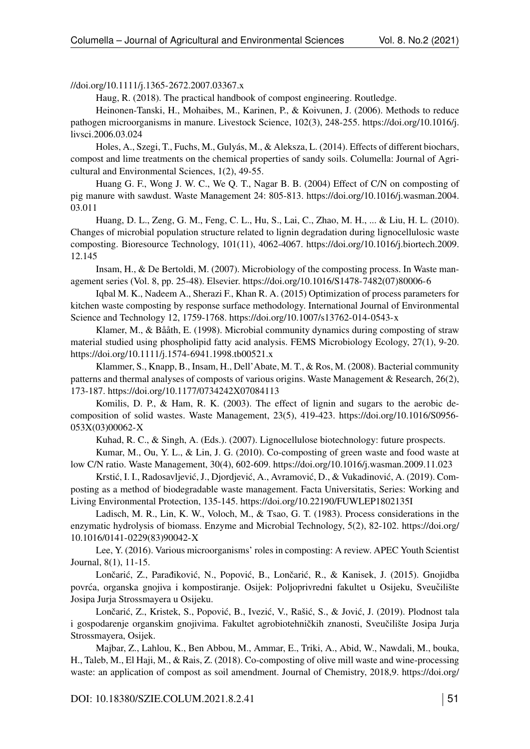//doi.org/10.1111/j.1365-2672.2007.03367.x

Haug, R. (2018). The practical handbook of compost engineering. Routledge.

Heinonen-Tanski, H., Mohaibes, M., Karinen, P., & Koivunen, J. (2006). Methods to reduce pathogen microorganisms in manure. Livestock Science, 102(3), 248-255. https://doi.org/10.1016/j.livsci.2006.03.024

Holes, A., Szegi, T., Fuchs, M., Gulyás, M., & Aleksza, L. (2014). Effects of different biochars, compost and lime treatments on the chemical properties of sandy soils. Columella: Journal of Agricultural and Environmental Sciences, 1(2), 49-55.

Huang G. F., Wong J. W. C., We Q. T., Nagar B. B. (2004) Effect of C/N on composting of pig manure with sawdust. Waste Management 24: 805-813. https://doi.org/10.1016/j.wasman.2004.03.011

Huang, D. L., Zeng, G. M., Feng, C. L., Hu, S., Lai, C., Zhao, M. H., ... & Liu, H. L. (2010). Changes of microbial population structure related to lignin degradation during lignocellulosic waste composting. Bioresource Technology, 101(11), 4062-4067. https://doi.org/10.1016/j.biortech.2009.12.145

Insam, H., & De Bertoldi, M. (2007). Microbiology of the composting process. In Waste management series (Vol. 8, pp. 25-48). Elsevier. https://doi.org/10.1016/S1478-7482(07)80006-6

Iqbal M. K., Nadeem A., Sherazi F., Khan R. A. (2015) Optimization of process parameters for kitchen waste composting by response surface methodology. International Journal of Environmental Science and Technology 12, 1759-1768. https://doi.org/10.1007/s13762-014-0543-x

Klamer, M., & Bååth, E. (1998). Microbial community dynamics during composting of straw material studied using phospholipid fatty acid analysis. FEMS Microbiology Ecology, 27(1), 9-20. https://doi.org/10.1111/j.1574-6941.1998.tb00521.x

Klammer, S., Knapp, B., Insam, H., Dell'Abate, M. T., & Ros, M. (2008). Bacterial community patterns and thermal analyses of composts of various origins. Waste Management & Research, 26(2), 173-187. https://doi.org/10.1177/0734242X07084113

Komilis, D. P., & Ham, R. K. (2003). The effect of lignin and sugars to the aerobic decomposition of solid wastes. Waste Management, 23(5), 419-423. https://doi.org/10.1016/S0956-053X(03)00062-X

Kuhad, R. C., & Singh, A. (Eds.). (2007). Lignocellulose biotechnology: future prospects.

Kumar, M., Ou, Y. L., & Lin, J. G. (2010). Co-composting of green waste and food waste at low C/N ratio. Waste Management, 30(4), 602-609. https://doi.org/10.1016/j.wasman.2009.11.023

Krstić, I. I., Radosavljević, J., Djordjević, A., Avramović, D., & Vukadinović, A. (2019). Composting as a method of biodegradable waste management. Facta Universitatis, Series: Working and Living Environmental Protection, 135-145. https://doi.org/10.22190/FUWLEP1802135I

Ladisch, M. R., Lin, K. W., Voloch, M., & Tsao, G. T. (1983). Process considerations in the enzymatic hydrolysis of biomass. Enzyme and Microbial Technology, 5(2), 82-102. https://doi.org/10.1016/0141-0229(83)90042-X

Lee, Y. (2016). Various microorganisms' roles in composting: A review. APEC Youth Scientist Journal, 8(1), 11-15.

Lončarić, Z., Parađiković, N., Popović, B., Lončarić, R., & Kanisek, J. (2015). Gnojidba povrća, organska gnojiva i kompostiranje. Osijek: Poljoprivredni fakultet u Osijeku, Sveučilište Josipa Jurja Strossmayera u Osijeku.

Lončarić, Z., Kristek, S., Popović, B., Ivezić, V., Rašić, S., & Jović, J. (2019). Plodnost tala i gospodarenje organskim gnojivima. Fakultet agrobiotehničkih znanosti, Sveučilište Josipa Jurja Strossmayera, Osijek.

Majbar, Z., Lahlou, K., Ben Abbou, M., Ammar, E., Triki, A., Abid, W., Nawdali, M., bouka, H., Taleb, M., El Haji, M., & Rais, Z. (2018). Co-composting of olive mill waste and wine-processing waste: an application of compost as soil amendment. Journal of Chemistry, 2018,9. https://doi.org/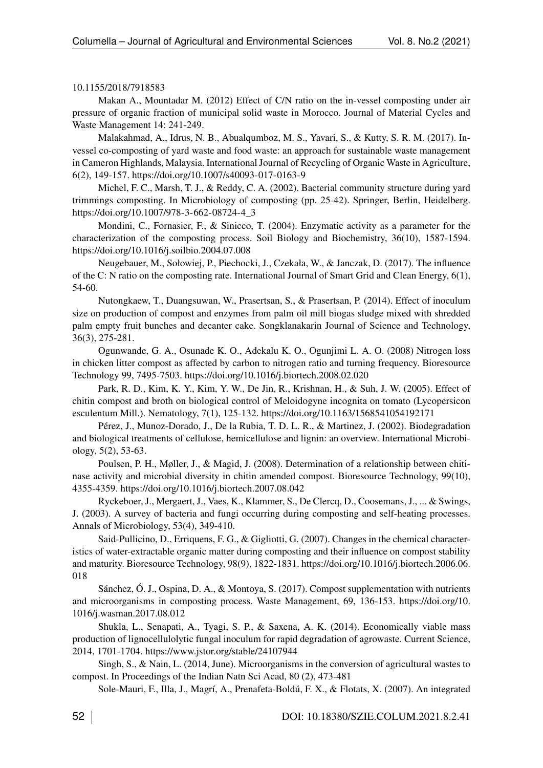10.1155/2018/7918583

Makan A., Mountadar M. (2012) Effect of C/N ratio on the in-vessel composting under air pressure of organic fraction of municipal solid waste in Morocco. Journal of Material Cycles and Waste Management 14: 241-249.

Malakahmad, A., Idrus, N. B., Abualqumboz, M. S., Yavari, S., & Kutty, S. R. M. (2017). In-vessel co-composting of yard waste and food waste: an approach for sustainable waste management in Cameron Highlands, Malaysia. International Journal of Recycling of Organic Waste in Agriculture, 6(2), 149-157. https://doi.org/10.1007/s40093-017-0163-9

Michel, F. C., Marsh, T. J., & Reddy, C. A. (2002). Bacterial community structure during yard trimmings composting. In Microbiology of composting (pp. 25-42). Springer, Berlin, Heidelberg. https://doi.org/10.1007/978-3-662-08724-4_3

Mondini, C., Fornasier, F., & Sinicco, T. (2004). Enzymatic activity as a parameter for the characterization of the composting process. Soil Biology and Biochemistry, 36(10), 1587-1594. https://doi.org/10.1016/j.soilbio.2004.07.008

Neugebauer, M., Sołowiej, P., Piechocki, J., Czekała, W., & Janczak, D. (2017). The influence of the C: N ratio on the composting rate. International Journal of Smart Grid and Clean Energy, 6(1), 54-60.

Nutongkaew, T., Duangsuwan, W., Prasertsan, S., & Prasertsan, P. (2014). Effect of inoculum size on production of compost and enzymes from palm oil mill biogas sludge mixed with shredded palm empty fruit bunches and decanter cake. Songklanakarin Journal of Science and Technology, 36(3), 275-281.

Ogunwande, G. A., Osunade K. O., Adekalu K. O., Ogunjimi L. A. O. (2008) Nitrogen loss in chicken litter compost as affected by carbon to nitrogen ratio and turning frequency. Bioresource Technology 99, 7495-7503. https://doi.org/10.1016/j.biortech.2008.02.020

Park, R. D., Kim, K. Y., Kim, Y. W., De Jin, R., Krishnan, H., & Suh, J. W. (2005). Effect of chitin compost and broth on biological control of Meloidogyne incognita on tomato (Lycopersicon esculentum Mill.). Nematology, 7(1), 125-132. https://doi.org/10.1163/1568541054192171

Pérez, J., Munoz-Dorado, J., De la Rubia, T. D. L. R., & Martinez, J. (2002). Biodegradation and biological treatments of cellulose, hemicellulose and lignin: an overview. International Microbiology, 5(2), 53-63.

Poulsen, P. H., Møller, J., & Magid, J. (2008). Determination of a relationship between chitinase activity and microbial diversity in chitin amended compost. Bioresource Technology, 99(10), 4355-4359. https://doi.org/10.1016/j.biortech.2007.08.042

Ryckeboer, J., Mergaert, J., Vaes, K., Klammer, S., De Clercq, D., Coosemans, J., ... & Swings, J. (2003). A survey of bacteria and fungi occurring during composting and self-heating processes. Annals of Microbiology, 53(4), 349-410.

Said-Pullicino, D., Erriquens, F. G., & Gigliotti, G. (2007). Changes in the chemical characteristics of water-extractable organic matter during composting and their influence on compost stability and maturity. Bioresource Technology, 98(9), 1822-1831. https://doi.org/10.1016/j.biortech.2006.06.018

Sánchez, Ó. J., Ospina, D. A., & Montoya, S. (2017). Compost supplementation with nutrients and microorganisms in composting process. Waste Management, 69, 136-153. https://doi.org/10.1016/j.wasman.2017.08.012

Shukla, L., Senapati, A., Tyagi, S. P., & Saxena, A. K. (2014). Economically viable mass production of lignocellulolytic fungal inoculum for rapid degradation of agrowaste. Current Science, 2014, 1701-1704. https://www.jstor.org/stable/24107944

Singh, S., & Nain, L. (2014, June). Microorganisms in the conversion of agricultural wastes to compost. In Proceedings of the Indian Natn Sci Acad, 80 (2), 473-481

Sole-Mauri, F., Illa, J., Magrí, A., Prenafeta-Boldú, F. X., & Flotats, X. (2007). An integrated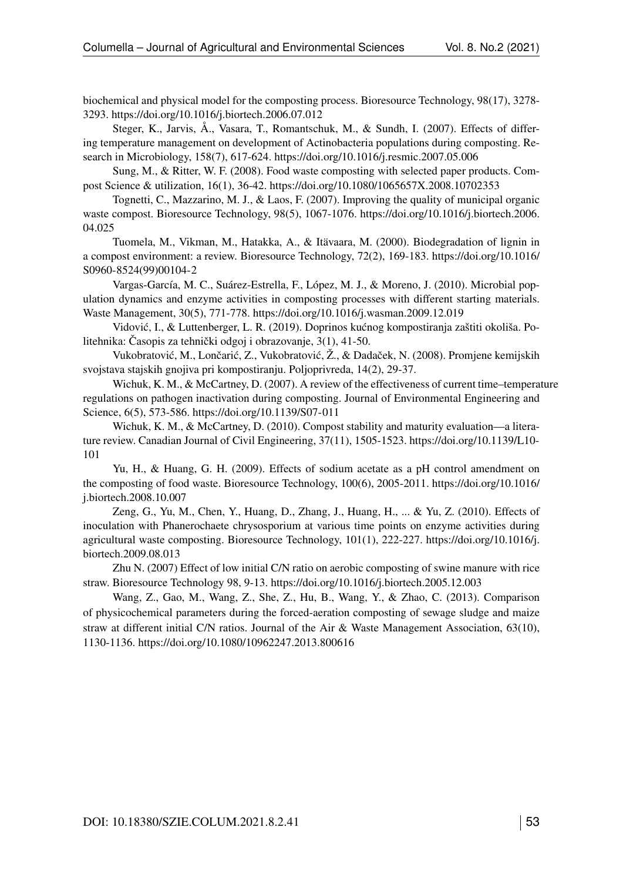biochemical and physical model for the composting process. Bioresource Technology, 98(17), 3278-3293. https://doi.org/10.1016/j.biortech.2006.07.012

Steger, K., Jarvis, Å., Vasara, T., Romantschuk, M., & Sundh, I. (2007). Effects of differing temperature management on development of Actinobacteria populations during composting. Research in Microbiology, 158(7), 617-624. https://doi.org/10.1016/j.resmic.2007.05.006

Sung, M., & Ritter, W. F. (2008). Food waste composting with selected paper products. Compost Science & utilization, 16(1), 36-42. https://doi.org/10.1080/1065657X.2008.10702353

Tognetti, C., Mazzarino, M. J., & Laos, F. (2007). Improving the quality of municipal organic waste compost. Bioresource Technology, 98(5), 1067-1076. https://doi.org/10.1016/j.biortech.2006.04.025

Tuomela, M., Vikman, M., Hatakka, A., & Itävaara, M. (2000). Biodegradation of lignin in a compost environment: a review. Bioresource Technology, 72(2), 169-183. https://doi.org/10.1016/S0960-8524(99)00104-2

Vargas-García, M. C., Suárez-Estrella, F., López, M. J., & Moreno, J. (2010). Microbial population dynamics and enzyme activities in composting processes with different starting materials. Waste Management, 30(5), 771-778. https://doi.org/10.1016/j.wasman.2009.12.019

Vidović, I., & Luttenberger, L. R. (2019). Doprinos kućnog kompostiranja zaštiti okoliša. Politehnika: Časopis za tehnički odgoj i obrazovanje, 3(1), 41-50.

Vukobratović, M., Lončarić, Z., Vukobratović, Ž., & Dadaček, N. (2008). Promjene kemijskih svojstava stajskih gnojiva pri kompostiranju. Poljoprivreda, 14(2), 29-37.

Wichuk, K. M., & McCartney, D. (2007). A review of the effectiveness of current time–temperature regulations on pathogen inactivation during composting. Journal of Environmental Engineering and Science, 6(5), 573-586. https://doi.org/10.1139/S07-011

Wichuk, K. M., & McCartney, D. (2010). Compost stability and maturity evaluation—a literature review. Canadian Journal of Civil Engineering, 37(11), 1505-1523. https://doi.org/10.1139/L10-101

Yu, H., & Huang, G. H. (2009). Effects of sodium acetate as a pH control amendment on the composting of food waste. Bioresource Technology, 100(6), 2005-2011. https://doi.org/10.1016/j.biortech.2008.10.007

Zeng, G., Yu, M., Chen, Y., Huang, D., Zhang, J., Huang, H., ... & Yu, Z. (2010). Effects of inoculation with Phanerochaete chrysosporium at various time points on enzyme activities during agricultural waste composting. Bioresource Technology, 101(1), 222-227. https://doi.org/10.1016/j.biortech.2009.08.013

Zhu N. (2007) Effect of low initial C/N ratio on aerobic composting of swine manure with rice straw. Bioresource Technology 98, 9-13. https://doi.org/10.1016/j.biortech.2005.12.003

Wang, Z., Gao, M., Wang, Z., She, Z., Hu, B., Wang, Y., & Zhao, C. (2013). Comparison of physicochemical parameters during the forced-aeration composting of sewage sludge and maize straw at different initial C/N ratios. Journal of the Air & Waste Management Association, 63(10), 1130-1136. https://doi.org/10.1080/10962247.2013.800616